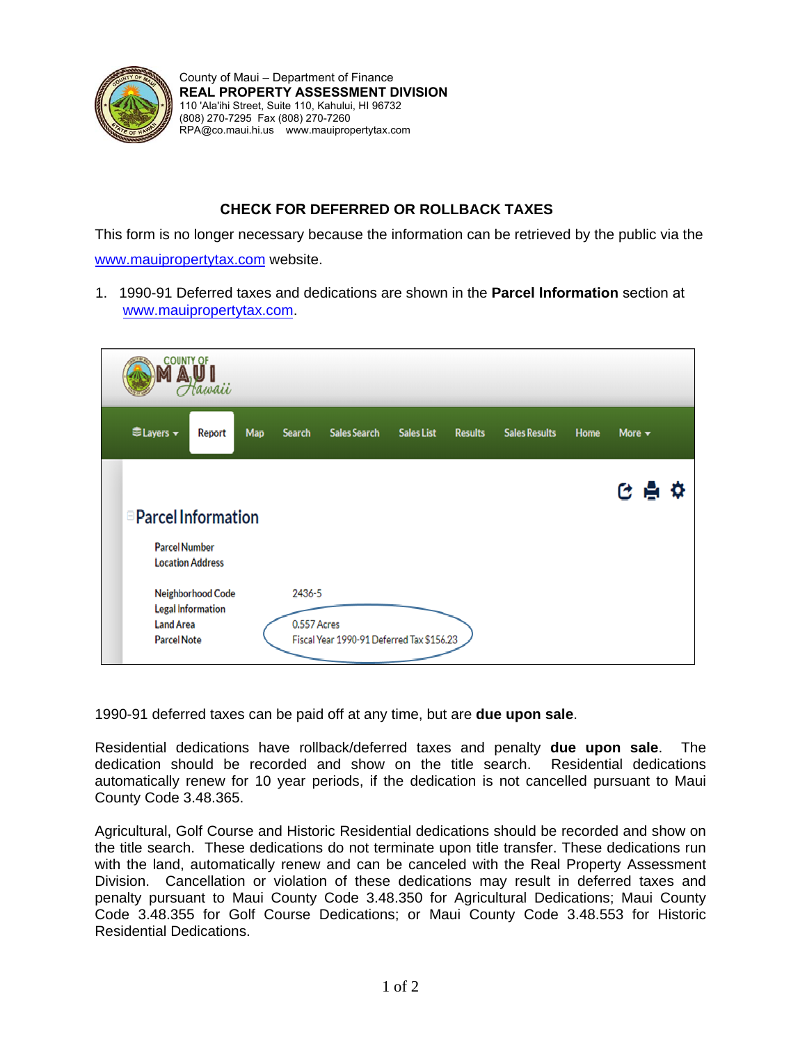County of Maui – Department of Finance
**REAL PROPERTY ASSESSMENT DIVISION**
110 'Ala'ihi Street, Suite 110, Kahului, HI 96732
(808) 270-7295 Fax (808) 270-7260
RPA@co.maui.hi.us www.mauipropertytax.com

## CHECK FOR DEFERRED OR ROLLBACK TAXES

This form is no longer necessary because the information can be retrieved by the public via the www.mauipropertytax.com website.

1. 1990-91 Deferred taxes and dedications are shown in the **Parcel Information** section at www.mauipropertytax.com.

COUNTY OF MAUI Hawaii

Layers | Report | Map | Search | Sales Search | Sales List | Results | Sales Results | Home | More

**Parcel Information**

| | |
|---|---|
| Parcel Number | |
| Location Address | |
| Neighborhood Code | 2436-5 |
| Legal Information | |
| Land Area | 0.557 Acres |
| Parcel Note | Fiscal Year 1990-91 Deferred Tax $156.23 |

1990-91 deferred taxes can be paid off at any time, but are **due upon sale**.

Residential dedications have rollback/deferred taxes and penalty **due upon sale**. The dedication should be recorded and show on the title search. Residential dedications automatically renew for 10 year periods, if the dedication is not cancelled pursuant to Maui County Code 3.48.365.

Agricultural, Golf Course and Historic Residential dedications should be recorded and show on the title search. These dedications do not terminate upon title transfer. These dedications run with the land, automatically renew and can be canceled with the Real Property Assessment Division. Cancellation or violation of these dedications may result in deferred taxes and penalty pursuant to Maui County Code 3.48.350 for Agricultural Dedications; Maui County Code 3.48.355 for Golf Course Dedications; or Maui County Code 3.48.553 for Historic Residential Dedications.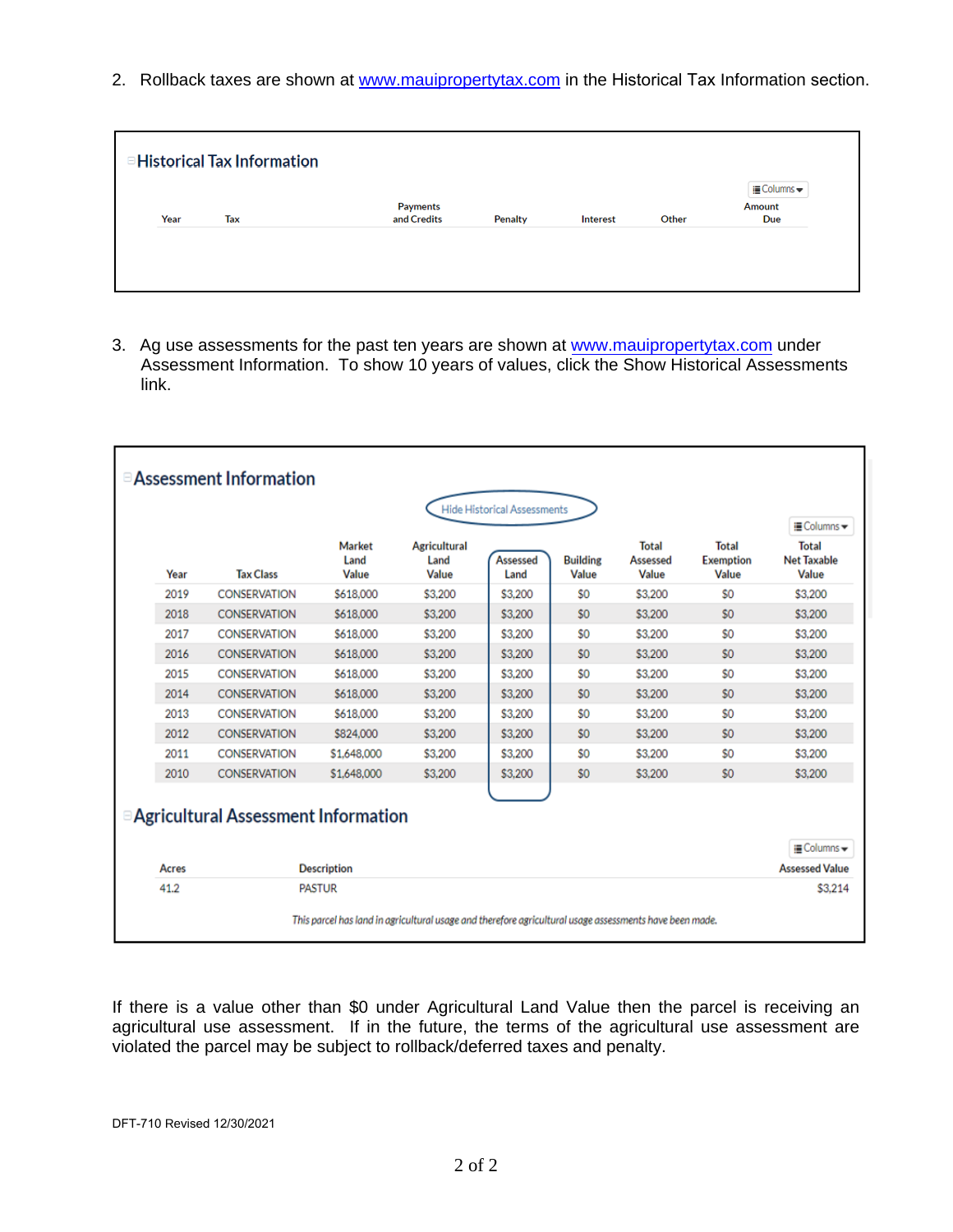2. Rollback taxes are shown at www.mauipropertytax.com in the Historical Tax Information section.

### Historical Tax Information

Columns

| Year | Tax | Payments and Credits | Penalty | Interest | Other | Amount Due |
|---|---|---|---|---|---|---|

3. Ag use assessments for the past ten years are shown at www.mauipropertytax.com under Assessment Information. To show 10 years of values, click the Show Historical Assessments link.

### Assessment Information

Hide Historical Assessments

Columns

| Year | Tax Class | Market Land Value | Agricultural Land Value | Assessed Land | Building Value | Total Assessed Value | Total Exemption Value | Total Net Taxable Value |
|---|---|---|---|---|---|---|---|---|
| 2019 | CONSERVATION | $618,000 | $3,200 | $3,200 | $0 | $3,200 | $0 | $3,200 |
| 2018 | CONSERVATION | $618,000 | $3,200 | $3,200 | $0 | $3,200 | $0 | $3,200 |
| 2017 | CONSERVATION | $618,000 | $3,200 | $3,200 | $0 | $3,200 | $0 | $3,200 |
| 2016 | CONSERVATION | $618,000 | $3,200 | $3,200 | $0 | $3,200 | $0 | $3,200 |
| 2015 | CONSERVATION | $618,000 | $3,200 | $3,200 | $0 | $3,200 | $0 | $3,200 |
| 2014 | CONSERVATION | $618,000 | $3,200 | $3,200 | $0 | $3,200 | $0 | $3,200 |
| 2013 | CONSERVATION | $618,000 | $3,200 | $3,200 | $0 | $3,200 | $0 | $3,200 |
| 2012 | CONSERVATION | $824,000 | $3,200 | $3,200 | $0 | $3,200 | $0 | $3,200 |
| 2011 | CONSERVATION | $1,648,000 | $3,200 | $3,200 | $0 | $3,200 | $0 | $3,200 |
| 2010 | CONSERVATION | $1,648,000 | $3,200 | $3,200 | $0 | $3,200 | $0 | $3,200 |

### Agricultural Assessment Information

Columns

| Acres | Description | Assessed Value |
|---|---|---|
| 41.2 | PASTUR | $3,214 |

*This parcel has land in agricultural usage and therefore agricultural usage assessments have been made.*

If there is a value other than $0 under Agricultural Land Value then the parcel is receiving an agricultural use assessment. If in the future, the terms of the agricultural use assessment are violated the parcel may be subject to rollback/deferred taxes and penalty.

DFT-710 Revised 12/30/2021